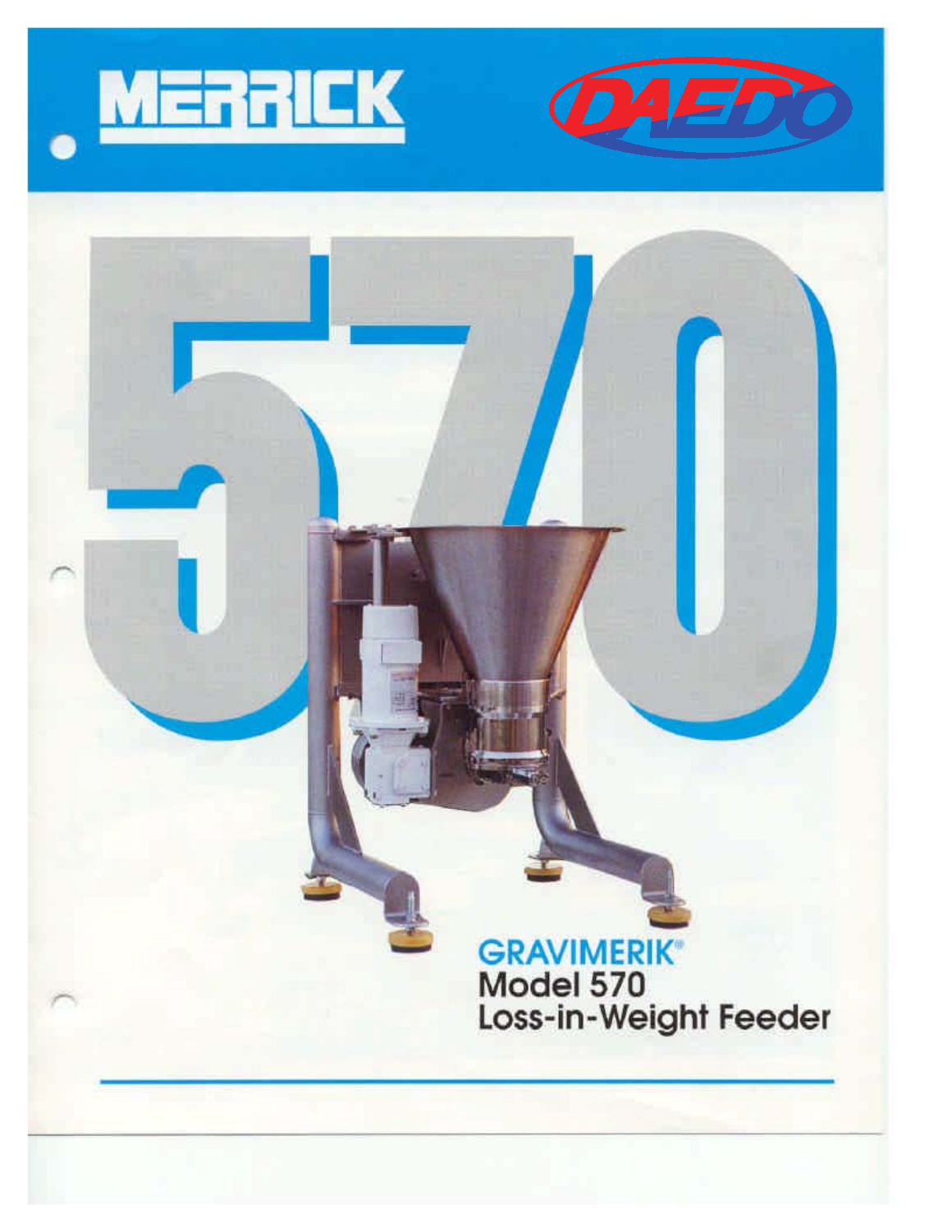MERRICK

DAEDO

570

# GRAVIMERIK®
## Model 570
## Loss-in-Weight Feeder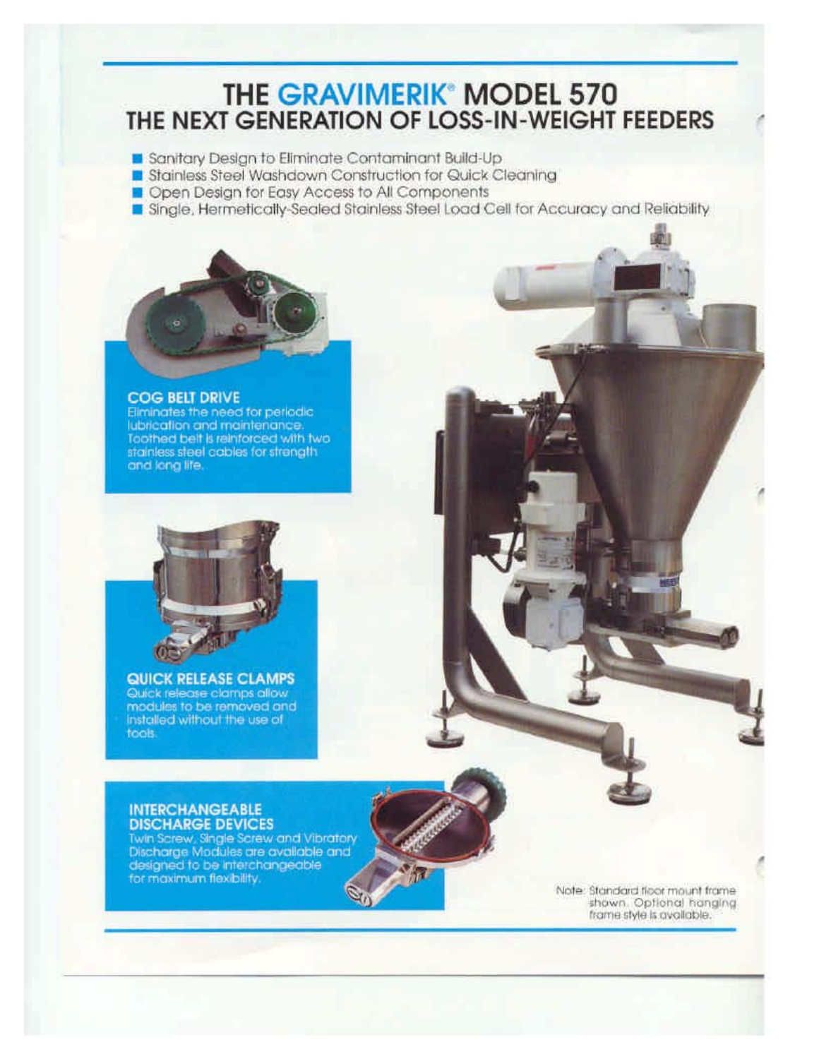# THE GRAVIMERIK® MODEL 570
## THE NEXT GENERATION OF LOSS-IN-WEIGHT FEEDERS

- Sanitary Design to Eliminate Contaminant Build-Up
- Stainless Steel Washdown Construction for Quick Cleaning
- Open Design for Easy Access to All Components
- Single, Hermetically-Sealed Stainless Steel Load Cell for Accuracy and Reliability

### COG BELT DRIVE

Eliminates the need for periodic lubrication and maintenance. Toothed belt is reinforced with two stainless steel cables for strength and long life.

### QUICK RELEASE CLAMPS

Quick release clamps allow modules to be removed and installed without the use of tools.

### INTERCHANGEABLE DISCHARGE DEVICES

Twin Screw, Single Screw and Vibratory Discharge Modules are available and designed to be interchangeable for maximum flexibility.

Note: Standard floor mount frame shown. Optional hanging frame style is available.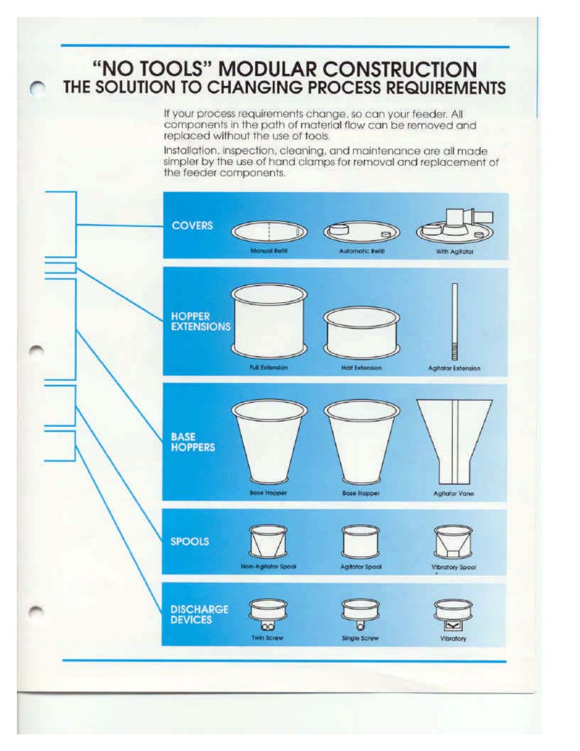# "NO TOOLS" MODULAR CONSTRUCTION

## THE SOLUTION TO CHANGING PROCESS REQUIREMENTS

If your process requirements change, so can your feeder. All components in the path of material flow can be removed and replaced without the use of tools.

Installation, inspection, cleaning, and maintenance are all made simpler by the use of hand clamps for removal and replacement of the feeder components.

**COVERS**

- Manual Refill
- Automatic Refill
- With Agitator

**HOPPER EXTENSIONS**

- Full Extension
- Half Extension
- Agitator Extension

**BASE HOPPERS**

- Base Hopper
- Base Hopper
- Agitator Vane

**SPOOLS**

- Non-Agitator Spool
- Agitator Spool
- Vibratory Spool

**DISCHARGE DEVICES**

- Twin Screw
- Single Screw
- Vibratory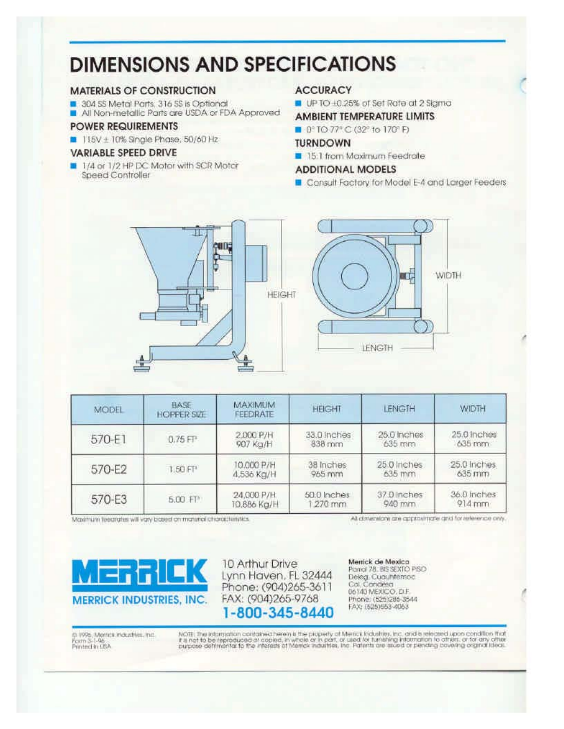# DIMENSIONS AND SPECIFICATIONS

## MATERIALS OF CONSTRUCTION

- 304 SS Metal Parts, 316 SS is Optional
- All Non-metallic Parts are USDA or FDA Approved

## POWER REQUIREMENTS

- 115V ± 10% Single Phase, 50/60 Hz

## VARIABLE SPEED DRIVE

- 1/4 or 1/2 HP DC Motor with SCR Motor Speed Controller

## ACCURACY

- UP TO ±0.25% of Set Rate at 2 Sigma

## AMBIENT TEMPERATURE LIMITS

- 0° TO 77° C (32° to 170° F)

## TURNDOWN

- 15:1 from Maximum Feedrate

## ADDITIONAL MODELS

- Consult Factory for Model E-4 and Larger Feeders

HEIGHT

WIDTH

LENGTH

| MODEL | BASE HOPPER SIZE | MAXIMUM FEEDRATE | HEIGHT | LENGTH | WIDTH |
|---|---|---|---|---|---|
| 570-E1 | 0.75 $FT^3$ | 2,000 P/H<br>907 Kg/H | 33.0 Inches<br>838 mm | 25.0 Inches<br>635 mm | 25.0 Inches<br>635 mm |
| 570-E2 | 1.50 $FT^3$ | 10,000 P/H<br>4,536 Kg/H | 38 Inches<br>965 mm | 25.0 Inches<br>635 mm | 25.0 Inches<br>635 mm |
| 570-E3 | 5.00 $FT^3$ | 24,000 P/H<br>10,886 Kg/H | 50.0 Inches<br>1,270 mm | 37.0 Inches<br>940 mm | 36.0 Inches<br>914 mm |

Maximum feedrates will vary based on material characteristics.

All dimensions are approximate and for reference only.

**MERRICK**

**MERRICK INDUSTRIES, INC.**

10 Arthur Drive
Lynn Haven, FL 32444
Phone: (904)265-3611
FAX: (904)265-9768
**1-800-345-8440**

**Merrick de Mexico**
Parral 78, BIS SEXTO PISO
Deleg. Cuauhtemoc
Col. Condesa
06140 MEXICO, D.F.
Phone: (525)286-3544
FAX: (525)553-4063

© 1996, Merrick Industries, Inc.
Form 3-1-96
Printed in USA

NOTE: The information contained herein is the property of Merrick Industries, Inc. and is released upon condition that it is not to be reproduced or copied, in whole or in part, or used for furnishing information to others, or for any other purpose detrimental to the interests of Merrick Industries, Inc. Patents are issued or pending covering original ideas.